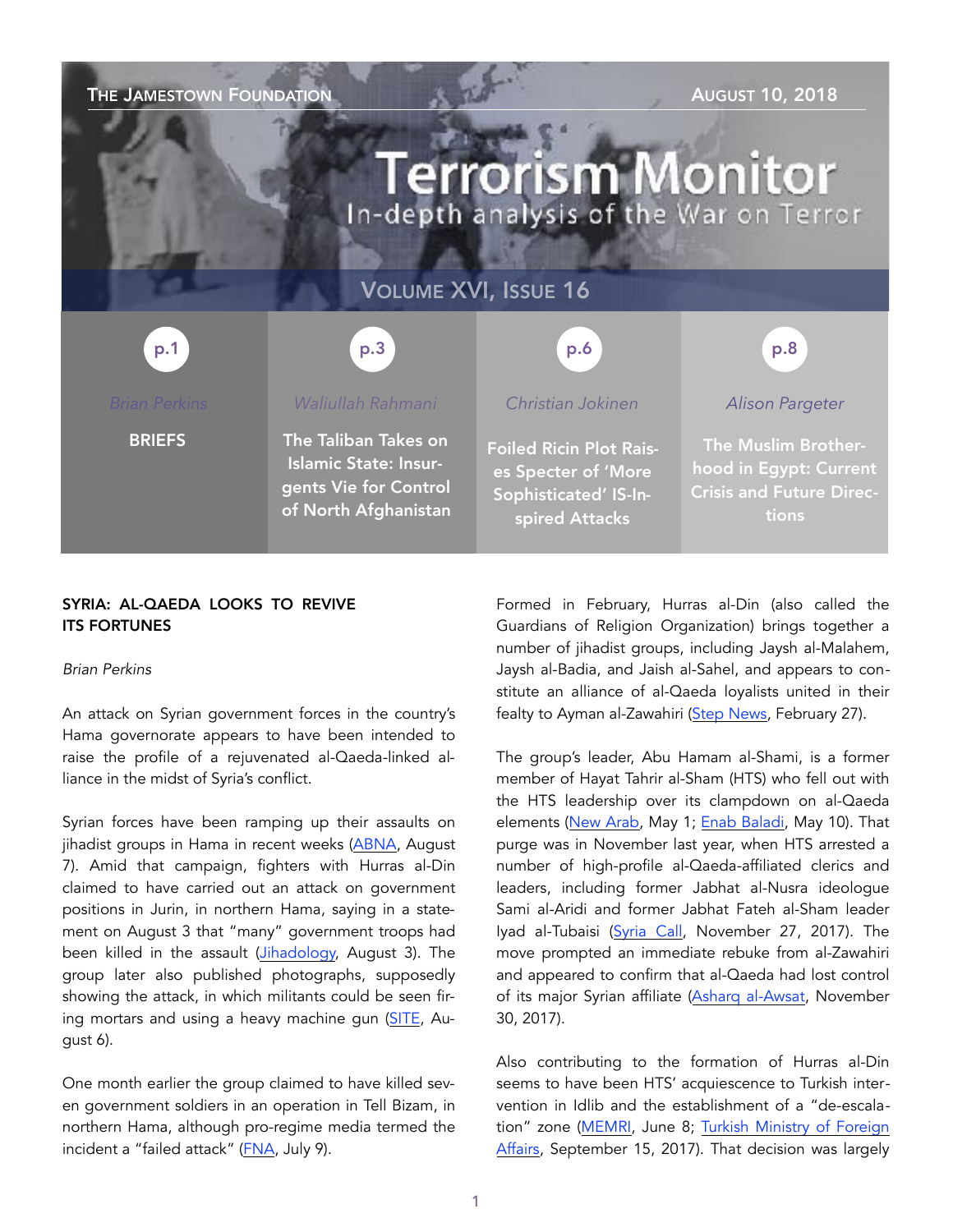The Jamestown Foundation — August 10, 2018

# Terrorism Monitor

In-depth analysis of the War on Terror

**Volume XVI, Issue 16**

| p.1 | p.3 | p.6 | p.8 |
|---|---|---|---|
| *Brian Perkins* | *Waliullah Rahmani* | *Christian Jokinen* | *Alison Pargeter* |
| **BRIEFS** | **The Taliban Takes on Islamic State: Insurgents Vie for Control of North Afghanistan** | **Foiled Ricin Plot Raises Specter of 'More Sophisticated' IS-Inspired Attacks** | **The Muslim Brotherhood in Egypt: Current Crisis and Future Directions** |

## SYRIA: AL-QAEDA LOOKS TO REVIVE ITS FORTUNES

*Brian Perkins*

An attack on Syrian government forces in the country's Hama governorate appears to have been intended to raise the profile of a rejuvenated al-Qaeda-linked alliance in the midst of Syria's conflict.

Syrian forces have been ramping up their assaults on jihadist groups in Hama in recent weeks (ABNA, August 7). Amid that campaign, fighters with Hurras al-Din claimed to have carried out an attack on government positions in Jurin, in northern Hama, saying in a statement on August 3 that "many" government troops had been killed in the assault (Jihadology, August 3). The group later also published photographs, supposedly showing the attack, in which militants could be seen firing mortars and using a heavy machine gun (SITE, August 6).

One month earlier the group claimed to have killed seven government soldiers in an operation in Tell Bizam, in northern Hama, although pro-regime media termed the incident a "failed attack" (FNA, July 9).

Formed in February, Hurras al-Din (also called the Guardians of Religion Organization) brings together a number of jihadist groups, including Jaysh al-Malahem, Jaysh al-Badia, and Jaish al-Sahel, and appears to constitute an alliance of al-Qaeda loyalists united in their fealty to Ayman al-Zawahiri (Step News, February 27).

The group's leader, Abu Hamam al-Shami, is a former member of Hayat Tahrir al-Sham (HTS) who fell out with the HTS leadership over its clampdown on al-Qaeda elements (New Arab, May 1; Enab Baladi, May 10). That purge was in November last year, when HTS arrested a number of high-profile al-Qaeda-affiliated clerics and leaders, including former Jabhat al-Nusra ideologue Sami al-Aridi and former Jabhat Fateh al-Sham leader Iyad al-Tubaisi (Syria Call, November 27, 2017). The move prompted an immediate rebuke from al-Zawahiri and appeared to confirm that al-Qaeda had lost control of its major Syrian affiliate (Asharq al-Awsat, November 30, 2017).

Also contributing to the formation of Hurras al-Din seems to have been HTS' acquiescence to Turkish intervention in Idlib and the establishment of a "de-escalation" zone (MEMRI, June 8; Turkish Ministry of Foreign Affairs, September 15, 2017). That decision was largely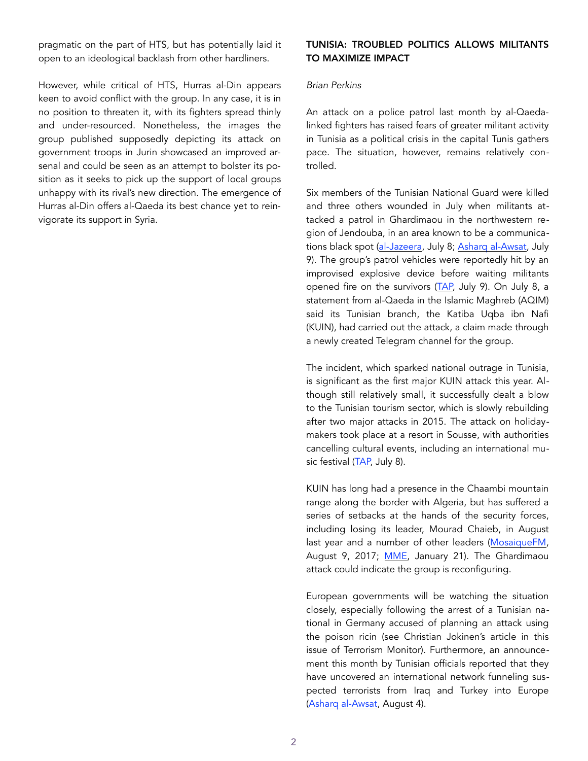pragmatic on the part of HTS, but has potentially laid it open to an ideological backlash from other hardliners.

However, while critical of HTS, Hurras al-Din appears keen to avoid conflict with the group. In any case, it is in no position to threaten it, with its fighters spread thinly and under-resourced. Nonetheless, the images the group published supposedly depicting its attack on government troops in Jurin showcased an improved arsenal and could be seen as an attempt to bolster its position as it seeks to pick up the support of local groups unhappy with its rival's new direction. The emergence of Hurras al-Din offers al-Qaeda its best chance yet to reinvigorate its support in Syria.

## TUNISIA: TROUBLED POLITICS ALLOWS MILITANTS TO MAXIMIZE IMPACT

*Brian Perkins*

An attack on a police patrol last month by al-Qaeda-linked fighters has raised fears of greater militant activity in Tunisia as a political crisis in the capital Tunis gathers pace. The situation, however, remains relatively controlled.

Six members of the Tunisian National Guard were killed and three others wounded in July when militants attacked a patrol in Ghardimaou in the northwestern region of Jendouba, in an area known to be a communications black spot (al-Jazeera, July 8; Asharq al-Awsat, July 9). The group's patrol vehicles were reportedly hit by an improvised explosive device before waiting militants opened fire on the survivors (TAP, July 9). On July 8, a statement from al-Qaeda in the Islamic Maghreb (AQIM) said its Tunisian branch, the Katiba Uqba ibn Nafi (KUIN), had carried out the attack, a claim made through a newly created Telegram channel for the group.

The incident, which sparked national outrage in Tunisia, is significant as the first major KUIN attack this year. Although still relatively small, it successfully dealt a blow to the Tunisian tourism sector, which is slowly rebuilding after two major attacks in 2015. The attack on holidaymakers took place at a resort in Sousse, with authorities cancelling cultural events, including an international music festival (TAP, July 8).

KUIN has long had a presence in the Chaambi mountain range along the border with Algeria, but has suffered a series of setbacks at the hands of the security forces, including losing its leader, Mourad Chaieb, in August last year and a number of other leaders (MosaiqueFM, August 9, 2017; MME, January 21). The Ghardimaou attack could indicate the group is reconfiguring.

European governments will be watching the situation closely, especially following the arrest of a Tunisian national in Germany accused of planning an attack using the poison ricin (see Christian Jokinen's article in this issue of Terrorism Monitor). Furthermore, an announcement this month by Tunisian officials reported that they have uncovered an international network funneling suspected terrorists from Iraq and Turkey into Europe (Asharq al-Awsat, August 4).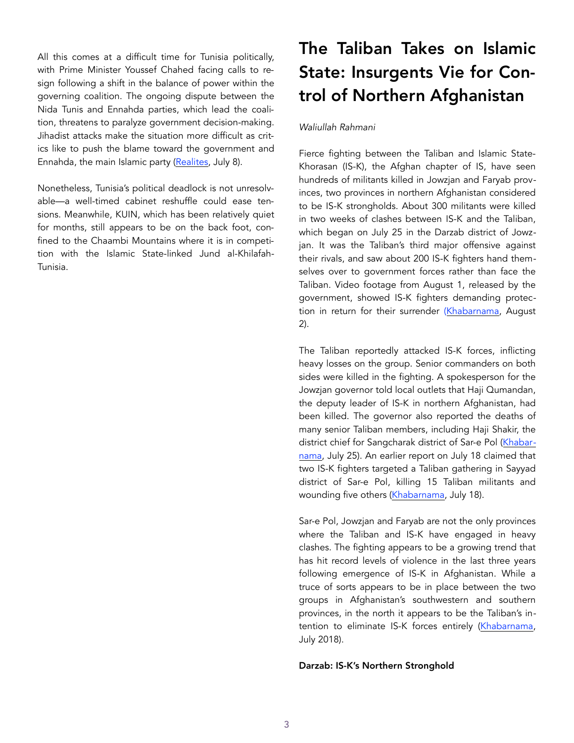All this comes at a difficult time for Tunisia politically, with Prime Minister Youssef Chahed facing calls to resign following a shift in the balance of power within the governing coalition. The ongoing dispute between the Nida Tunis and Ennahda parties, which lead the coalition, threatens to paralyze government decision-making. Jihadist attacks make the situation more difficult as critics like to push the blame toward the government and Ennahda, the main Islamic party (Realites, July 8).

Nonetheless, Tunisia's political deadlock is not unresolvable—a well-timed cabinet reshuffle could ease tensions. Meanwhile, KUIN, which has been relatively quiet for months, still appears to be on the back foot, confined to the Chaambi Mountains where it is in competition with the Islamic State-linked Jund al-Khilafah-Tunisia.

# The Taliban Takes on Islamic State: Insurgents Vie for Control of Northern Afghanistan

*Waliullah Rahmani*

Fierce fighting between the Taliban and Islamic State-Khorasan (IS-K), the Afghan chapter of IS, have seen hundreds of militants killed in Jowzjan and Faryab provinces, two provinces in northern Afghanistan considered to be IS-K strongholds. About 300 militants were killed in two weeks of clashes between IS-K and the Taliban, which began on July 25 in the Darzab district of Jowzjan. It was the Taliban's third major offensive against their rivals, and saw about 200 IS-K fighters hand themselves over to government forces rather than face the Taliban. Video footage from August 1, released by the government, showed IS-K fighters demanding protection in return for their surrender (Khabarnama, August 2).

The Taliban reportedly attacked IS-K forces, inflicting heavy losses on the group. Senior commanders on both sides were killed in the fighting. A spokesperson for the Jowzjan governor told local outlets that Haji Qumandan, the deputy leader of IS-K in northern Afghanistan, had been killed. The governor also reported the deaths of many senior Taliban members, including Haji Shakir, the district chief for Sangcharak district of Sar-e Pol (Khabarnama, July 25). An earlier report on July 18 claimed that two IS-K fighters targeted a Taliban gathering in Sayyad district of Sar-e Pol, killing 15 Taliban militants and wounding five others (Khabarnama, July 18).

Sar-e Pol, Jowzjan and Faryab are not the only provinces where the Taliban and IS-K have engaged in heavy clashes. The fighting appears to be a growing trend that has hit record levels of violence in the last three years following emergence of IS-K in Afghanistan. While a truce of sorts appears to be in place between the two groups in Afghanistan's southwestern and southern provinces, in the north it appears to be the Taliban's intention to eliminate IS-K forces entirely (Khabarnama, July 2018).

**Darzab: IS-K's Northern Stronghold**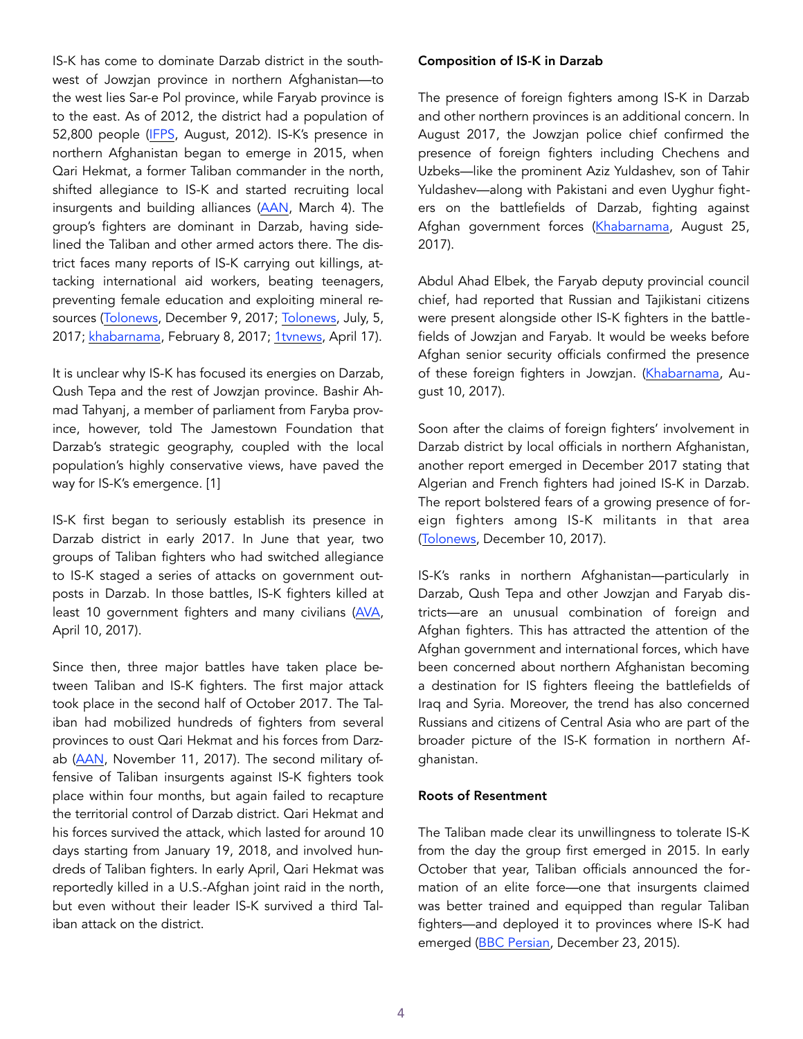IS-K has come to dominate Darzab district in the southwest of Jowzjan province in northern Afghanistan—to the west lies Sar-e Pol province, while Faryab province is to the east. As of 2012, the district had a population of 52,800 people (IFPS, August, 2012). IS-K's presence in northern Afghanistan began to emerge in 2015, when Qari Hekmat, a former Taliban commander in the north, shifted allegiance to IS-K and started recruiting local insurgents and building alliances (AAN, March 4). The group's fighters are dominant in Darzab, having sidelined the Taliban and other armed actors there. The district faces many reports of IS-K carrying out killings, attacking international aid workers, beating teenagers, preventing female education and exploiting mineral resources (Tolonews, December 9, 2017; Tolonews, July, 5, 2017; khabarnama, February 8, 2017; 1tvnews, April 17).

It is unclear why IS-K has focused its energies on Darzab, Qush Tepa and the rest of Jowzjan province. Bashir Ahmad Tahyanj, a member of parliament from Faryba province, however, told The Jamestown Foundation that Darzab's strategic geography, coupled with the local population's highly conservative views, have paved the way for IS-K's emergence. [1]

IS-K first began to seriously establish its presence in Darzab district in early 2017. In June that year, two groups of Taliban fighters who had switched allegiance to IS-K staged a series of attacks on government outposts in Darzab. In those battles, IS-K fighters killed at least 10 government fighters and many civilians (AVA, April 10, 2017).

Since then, three major battles have taken place between Taliban and IS-K fighters. The first major attack took place in the second half of October 2017. The Taliban had mobilized hundreds of fighters from several provinces to oust Qari Hekmat and his forces from Darzab (AAN, November 11, 2017). The second military offensive of Taliban insurgents against IS-K fighters took place within four months, but again failed to recapture the territorial control of Darzab district. Qari Hekmat and his forces survived the attack, which lasted for around 10 days starting from January 19, 2018, and involved hundreds of Taliban fighters. In early April, Qari Hekmat was reportedly killed in a U.S.-Afghan joint raid in the north, but even without their leader IS-K survived a third Taliban attack on the district.

**Composition of IS-K in Darzab**

The presence of foreign fighters among IS-K in Darzab and other northern provinces is an additional concern. In August 2017, the Jowzjan police chief confirmed the presence of foreign fighters including Chechens and Uzbeks—like the prominent Aziz Yuldashev, son of Tahir Yuldashev—along with Pakistani and even Uyghur fighters on the battlefields of Darzab, fighting against Afghan government forces (Khabarnama, August 25, 2017).

Abdul Ahad Elbek, the Faryab deputy provincial council chief, had reported that Russian and Tajikistani citizens were present alongside other IS-K fighters in the battlefields of Jowzjan and Faryab. It would be weeks before Afghan senior security officials confirmed the presence of these foreign fighters in Jowzjan. (Khabarnama, August 10, 2017).

Soon after the claims of foreign fighters' involvement in Darzab district by local officials in northern Afghanistan, another report emerged in December 2017 stating that Algerian and French fighters had joined IS-K in Darzab. The report bolstered fears of a growing presence of foreign fighters among IS-K militants in that area (Tolonews, December 10, 2017).

IS-K's ranks in northern Afghanistan—particularly in Darzab, Qush Tepa and other Jowzjan and Faryab districts—are an unusual combination of foreign and Afghan fighters. This has attracted the attention of the Afghan government and international forces, which have been concerned about northern Afghanistan becoming a destination for IS fighters fleeing the battlefields of Iraq and Syria. Moreover, the trend has also concerned Russians and citizens of Central Asia who are part of the broader picture of the IS-K formation in northern Afghanistan.

**Roots of Resentment**

The Taliban made clear its unwillingness to tolerate IS-K from the day the group first emerged in 2015. In early October that year, Taliban officials announced the formation of an elite force—one that insurgents claimed was better trained and equipped than regular Taliban fighters—and deployed it to provinces where IS-K had emerged (BBC Persian, December 23, 2015).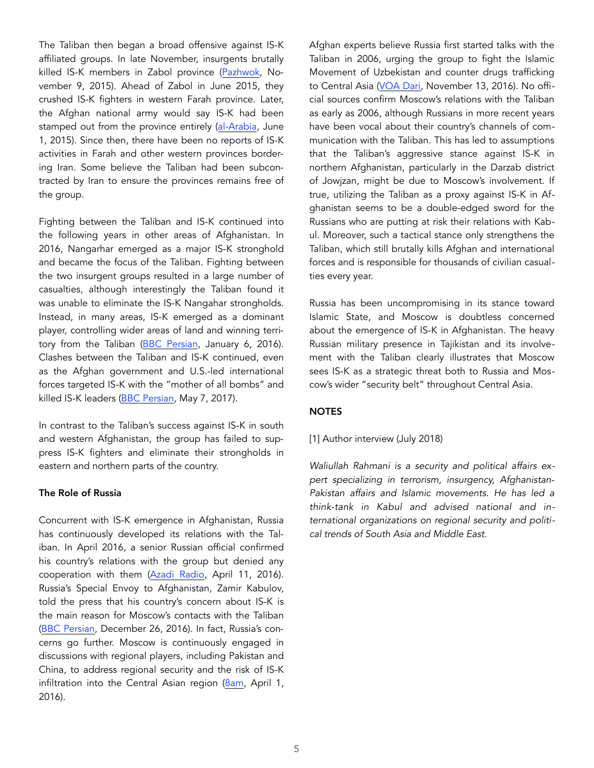The Taliban then began a broad offensive against IS-K affiliated groups. In late November, insurgents brutally killed IS-K members in Zabol province (Pazhwok, November 9, 2015). Ahead of Zabol in June 2015, they crushed IS-K fighters in western Farah province. Later, the Afghan national army would say IS-K had been stamped out from the province entirely (al-Arabia, June 1, 2015). Since then, there have been no reports of IS-K activities in Farah and other western provinces bordering Iran. Some believe the Taliban had been subcontracted by Iran to ensure the provinces remains free of the group.

Fighting between the Taliban and IS-K continued into the following years in other areas of Afghanistan. In 2016, Nangarhar emerged as a major IS-K stronghold and became the focus of the Taliban. Fighting between the two insurgent groups resulted in a large number of casualties, although interestingly the Taliban found it was unable to eliminate the IS-K Nangarhar strongholds. Instead, in many areas, IS-K emerged as a dominant player, controlling wider areas of land and winning territory from the Taliban (BBC Persian, January 6, 2016). Clashes between the Taliban and IS-K continued, even as the Afghan government and U.S.-led international forces targeted IS-K with the "mother of all bombs" and killed IS-K leaders (BBC Persian, May 7, 2017).

In contrast to the Taliban's success against IS-K in south and western Afghanistan, the group has failed to suppress IS-K fighters and eliminate their strongholds in eastern and northern parts of the country.

**The Role of Russia**

Concurrent with IS-K emergence in Afghanistan, Russia has continuously developed its relations with the Taliban. In April 2016, a senior Russian official confirmed his country's relations with the group but denied any cooperation with them (Azadi Radio, April 11, 2016). Russia's Special Envoy to Afghanistan, Zamir Kabulov, told the press that his country's concern about IS-K is the main reason for Moscow's contacts with the Taliban (BBC Persian, December 26, 2016). In fact, Russia's concerns go further. Moscow is continuously engaged in discussions with regional players, including Pakistan and China, to address regional security and the risk of IS-K infiltration into the Central Asian region (8am, April 1, 2016).

Afghan experts believe Russia first started talks with the Taliban in 2006, urging the group to fight the Islamic Movement of Uzbekistan and counter drugs trafficking to Central Asia (VOA Dari, November 13, 2016). No official sources confirm Moscow's relations with the Taliban as early as 2006, although Russians in more recent years have been vocal about their country's channels of communication with the Taliban. This has led to assumptions that the Taliban's aggressive stance against IS-K in northern Afghanistan, particularly in the Darzab district of Jowjzan, might be due to Moscow's involvement. If true, utilizing the Taliban as a proxy against IS-K in Afghanistan seems to be a double-edged sword for the Russians who are putting at risk their relations with Kabul. Moreover, such a tactical stance only strengthens the Taliban, which still brutally kills Afghan and international forces and is responsible for thousands of civilian casualties every year.

Russia has been uncompromising in its stance toward Islamic State, and Moscow is doubtless concerned about the emergence of IS-K in Afghanistan. The heavy Russian military presence in Tajikistan and its involvement with the Taliban clearly illustrates that Moscow sees IS-K as a strategic threat both to Russia and Moscow's wider "security belt" throughout Central Asia.

**NOTES**

[1] Author interview (July 2018)

*Waliullah Rahmani is a security and political affairs expert specializing in terrorism, insurgency, Afghanistan-Pakistan affairs and Islamic movements. He has led a think-tank in Kabul and advised national and international organizations on regional security and political trends of South Asia and Middle East.*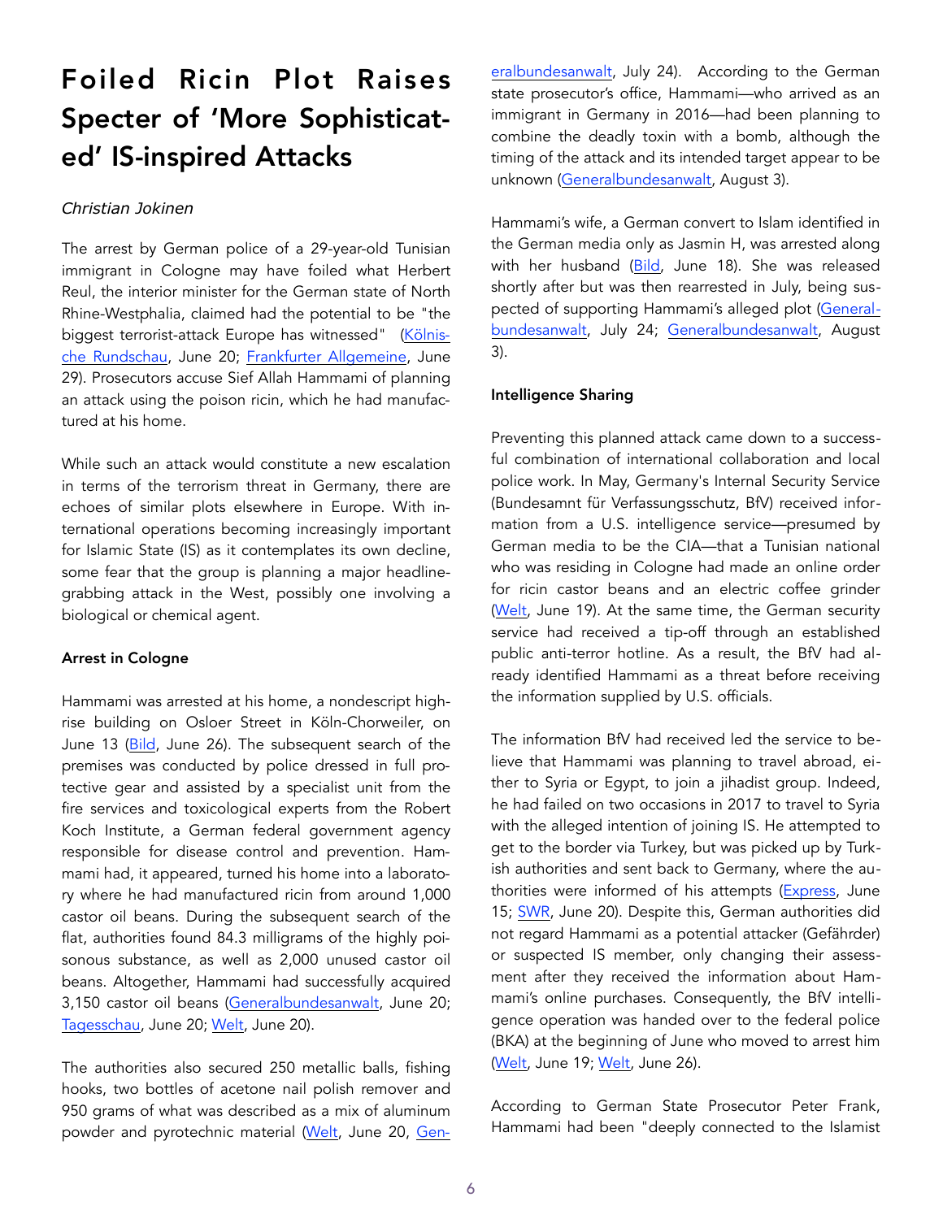# Foiled Ricin Plot Raises Specter of 'More Sophisticated' IS-inspired Attacks

*Christian Jokinen*

The arrest by German police of a 29-year-old Tunisian immigrant in Cologne may have foiled what Herbert Reul, the interior minister for the German state of North Rhine-Westphalia, claimed had the potential to be "the biggest terrorist-attack Europe has witnessed" (Kölnische Rundschau, June 20; Frankfurter Allgemeine, June 29). Prosecutors accuse Sief Allah Hammami of planning an attack using the poison ricin, which he had manufactured at his home.

While such an attack would constitute a new escalation in terms of the terrorism threat in Germany, there are echoes of similar plots elsewhere in Europe. With international operations becoming increasingly important for Islamic State (IS) as it contemplates its own decline, some fear that the group is planning a major headline-grabbing attack in the West, possibly one involving a biological or chemical agent.

### Arrest in Cologne

Hammami was arrested at his home, a nondescript high-rise building on Osloer Street in Köln-Chorweiler, on June 13 (Bild, June 26). The subsequent search of the premises was conducted by police dressed in full protective gear and assisted by a specialist unit from the fire services and toxicological experts from the Robert Koch Institute, a German federal government agency responsible for disease control and prevention. Hammami had, it appeared, turned his home into a laboratory where he had manufactured ricin from around 1,000 castor oil beans. During the subsequent search of the flat, authorities found 84.3 milligrams of the highly poisonous substance, as well as 2,000 unused castor oil beans. Altogether, Hammami had successfully acquired 3,150 castor oil beans (Generalbundesanwalt, June 20; Tagesschau, June 20; Welt, June 20).

The authorities also secured 250 metallic balls, fishing hooks, two bottles of acetone nail polish remover and 950 grams of what was described as a mix of aluminum powder and pyrotechnic material (Welt, June 20, Generalbundesanwalt, July 24). According to the German state prosecutor's office, Hammami—who arrived as an immigrant in Germany in 2016—had been planning to combine the deadly toxin with a bomb, although the timing of the attack and its intended target appear to be unknown (Generalbundesanwalt, August 3).

Hammami's wife, a German convert to Islam identified in the German media only as Jasmin H, was arrested along with her husband (Bild, June 18). She was released shortly after but was then rearrested in July, being suspected of supporting Hammami's alleged plot (Generalbundesanwalt, July 24; Generalbundesanwalt, August 3).

### Intelligence Sharing

Preventing this planned attack came down to a successful combination of international collaboration and local police work. In May, Germany's Internal Security Service (Bundesamnt für Verfassungsschutz, BfV) received information from a U.S. intelligence service—presumed by German media to be the CIA—that a Tunisian national who was residing in Cologne had made an online order for ricin castor beans and an electric coffee grinder (Welt, June 19). At the same time, the German security service had received a tip-off through an established public anti-terror hotline. As a result, the BfV had already identified Hammami as a threat before receiving the information supplied by U.S. officials.

The information BfV had received led the service to believe that Hammami was planning to travel abroad, either to Syria or Egypt, to join a jihadist group. Indeed, he had failed on two occasions in 2017 to travel to Syria with the alleged intention of joining IS. He attempted to get to the border via Turkey, but was picked up by Turkish authorities and sent back to Germany, where the authorities were informed of his attempts (Express, June 15; SWR, June 20). Despite this, German authorities did not regard Hammami as a potential attacker (Gefährder) or suspected IS member, only changing their assessment after they received the information about Hammami's online purchases. Consequently, the BfV intelligence operation was handed over to the federal police (BKA) at the beginning of June who moved to arrest him (Welt, June 19; Welt, June 26).

According to German State Prosecutor Peter Frank, Hammami had been "deeply connected to the Islamist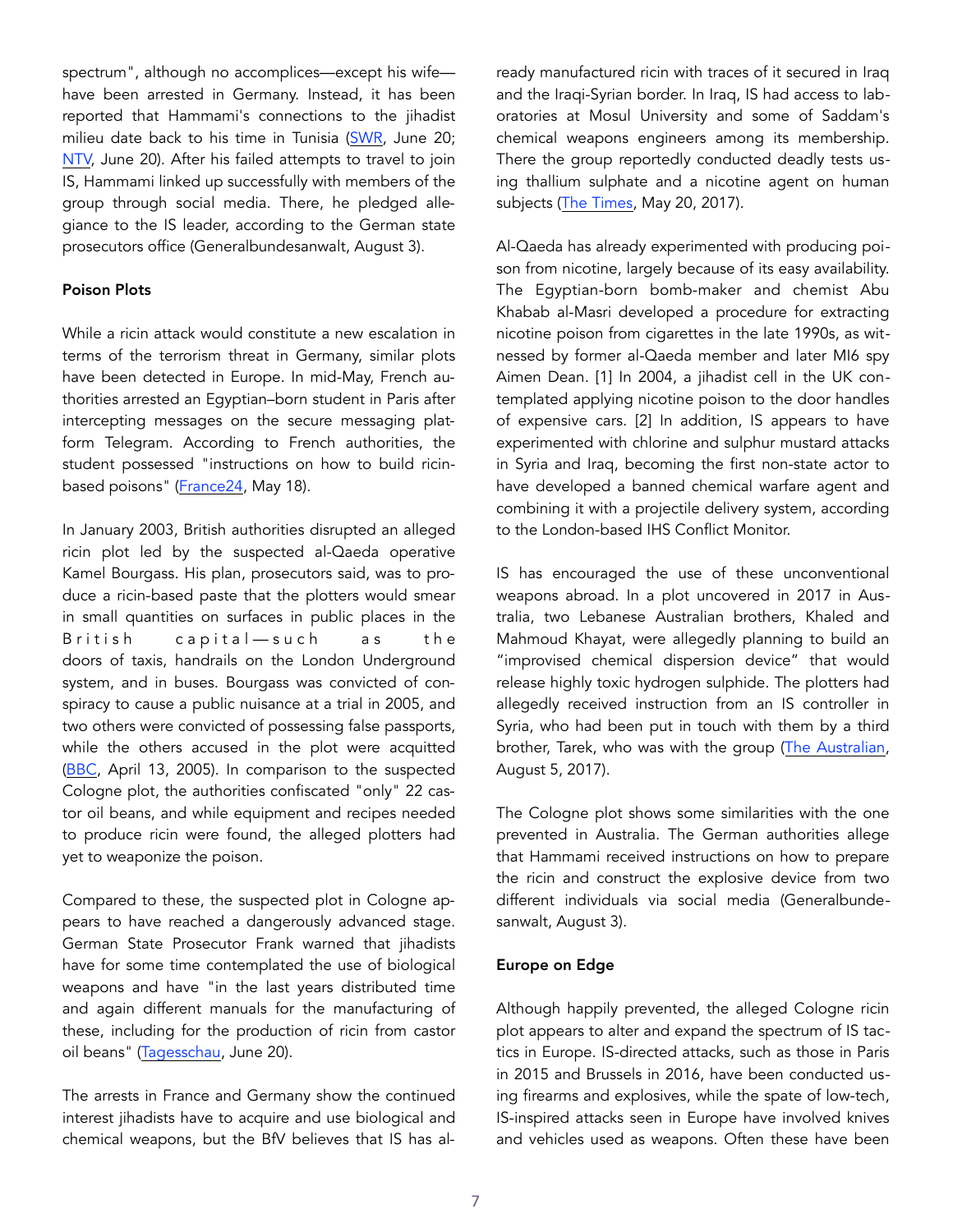spectrum", although no accomplices—except his wife—have been arrested in Germany. Instead, it has been reported that Hammami's connections to the jihadist milieu date back to his time in Tunisia (SWR, June 20; NTV, June 20). After his failed attempts to travel to join IS, Hammami linked up successfully with members of the group through social media. There, he pledged allegiance to the IS leader, according to the German state prosecutors office (Generalbundesanwalt, August 3).

**Poison Plots**

While a ricin attack would constitute a new escalation in terms of the terrorism threat in Germany, similar plots have been detected in Europe. In mid-May, French authorities arrested an Egyptian–born student in Paris after intercepting messages on the secure messaging platform Telegram. According to French authorities, the student possessed "instructions on how to build ricin-based poisons" (France24, May 18).

In January 2003, British authorities disrupted an alleged ricin plot led by the suspected al-Qaeda operative Kamel Bourgass. His plan, prosecutors said, was to produce a ricin-based paste that the plotters would smear in small quantities on surfaces in public places in the British capital—such as the doors of taxis, handrails on the London Underground system, and in buses. Bourgass was convicted of conspiracy to cause a public nuisance at a trial in 2005, and two others were convicted of possessing false passports, while the others accused in the plot were acquitted (BBC, April 13, 2005). In comparison to the suspected Cologne plot, the authorities confiscated "only" 22 castor oil beans, and while equipment and recipes needed to produce ricin were found, the alleged plotters had yet to weaponize the poison.

Compared to these, the suspected plot in Cologne appears to have reached a dangerously advanced stage. German State Prosecutor Frank warned that jihadists have for some time contemplated the use of biological weapons and have "in the last years distributed time and again different manuals for the manufacturing of these, including for the production of ricin from castor oil beans" (Tagesschau, June 20).

The arrests in France and Germany show the continued interest jihadists have to acquire and use biological and chemical weapons, but the BfV believes that IS has already manufactured ricin with traces of it secured in Iraq and the Iraqi-Syrian border. In Iraq, IS had access to laboratories at Mosul University and some of Saddam's chemical weapons engineers among its membership. There the group reportedly conducted deadly tests using thallium sulphate and a nicotine agent on human subjects (The Times, May 20, 2017).

Al-Qaeda has already experimented with producing poison from nicotine, largely because of its easy availability. The Egyptian-born bomb-maker and chemist Abu Khabab al-Masri developed a procedure for extracting nicotine poison from cigarettes in the late 1990s, as witnessed by former al-Qaeda member and later MI6 spy Aimen Dean. [1] In 2004, a jihadist cell in the UK contemplated applying nicotine poison to the door handles of expensive cars. [2] In addition, IS appears to have experimented with chlorine and sulphur mustard attacks in Syria and Iraq, becoming the first non-state actor to have developed a banned chemical warfare agent and combining it with a projectile delivery system, according to the London-based IHS Conflict Monitor.

IS has encouraged the use of these unconventional weapons abroad. In a plot uncovered in 2017 in Australia, two Lebanese Australian brothers, Khaled and Mahmoud Khayat, were allegedly planning to build an "improvised chemical dispersion device" that would release highly toxic hydrogen sulphide. The plotters had allegedly received instruction from an IS controller in Syria, who had been put in touch with them by a third brother, Tarek, who was with the group (The Australian, August 5, 2017).

The Cologne plot shows some similarities with the one prevented in Australia. The German authorities allege that Hammami received instructions on how to prepare the ricin and construct the explosive device from two different individuals via social media (Generalbundesanwalt, August 3).

**Europe on Edge**

Although happily prevented, the alleged Cologne ricin plot appears to alter and expand the spectrum of IS tactics in Europe. IS-directed attacks, such as those in Paris in 2015 and Brussels in 2016, have been conducted using firearms and explosives, while the spate of low-tech, IS-inspired attacks seen in Europe have involved knives and vehicles used as weapons. Often these have been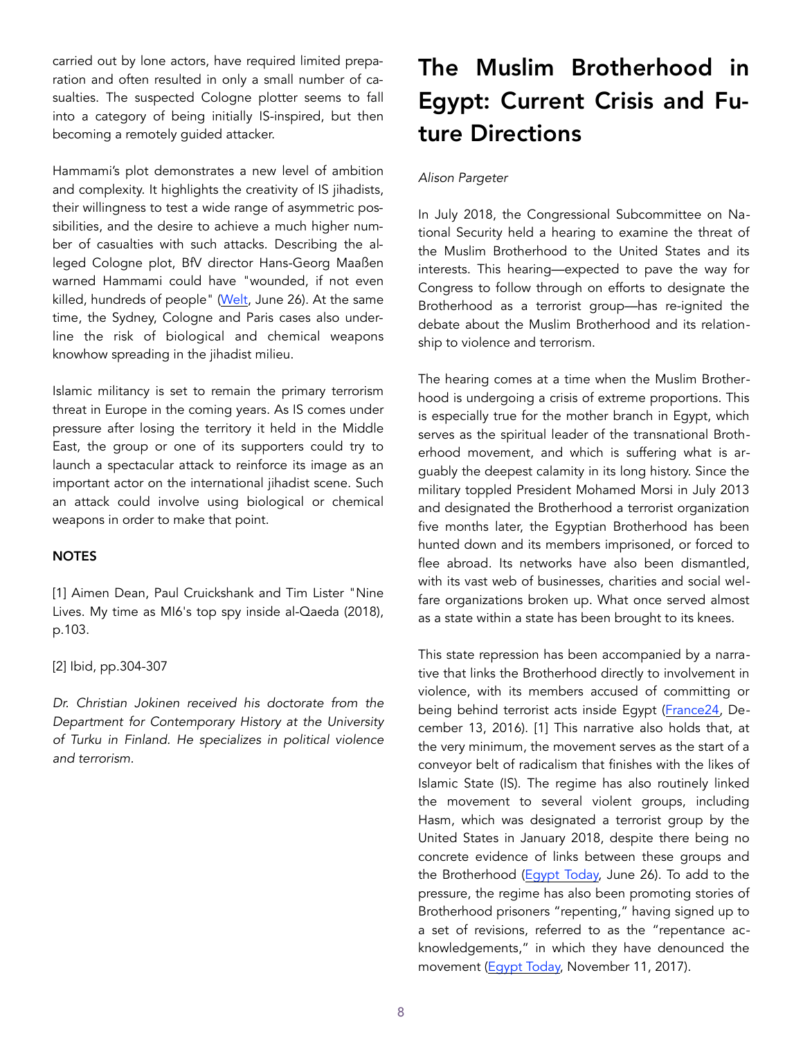carried out by lone actors, have required limited preparation and often resulted in only a small number of casualties. The suspected Cologne plotter seems to fall into a category of being initially IS-inspired, but then becoming a remotely guided attacker.

Hammami's plot demonstrates a new level of ambition and complexity. It highlights the creativity of IS jihadists, their willingness to test a wide range of asymmetric possibilities, and the desire to achieve a much higher number of casualties with such attacks. Describing the alleged Cologne plot, BfV director Hans-Georg Maaßen warned Hammami could have "wounded, if not even killed, hundreds of people" (Welt, June 26). At the same time, the Sydney, Cologne and Paris cases also underline the risk of biological and chemical weapons knowhow spreading in the jihadist milieu.

Islamic militancy is set to remain the primary terrorism threat in Europe in the coming years. As IS comes under pressure after losing the territory it held in the Middle East, the group or one of its supporters could try to launch a spectacular attack to reinforce its image as an important actor on the international jihadist scene. Such an attack could involve using biological or chemical weapons in order to make that point.

**NOTES**

[1] Aimen Dean, Paul Cruickshank and Tim Lister "Nine Lives. My time as MI6's top spy inside al-Qaeda (2018), p.103.

[2] Ibid, pp.304-307

*Dr. Christian Jokinen received his doctorate from the Department for Contemporary History at the University of Turku in Finland. He specializes in political violence and terrorism.*

# The Muslim Brotherhood in Egypt: Current Crisis and Future Directions

*Alison Pargeter*

In July 2018, the Congressional Subcommittee on National Security held a hearing to examine the threat of the Muslim Brotherhood to the United States and its interests. This hearing—expected to pave the way for Congress to follow through on efforts to designate the Brotherhood as a terrorist group—has re-ignited the debate about the Muslim Brotherhood and its relationship to violence and terrorism.

The hearing comes at a time when the Muslim Brotherhood is undergoing a crisis of extreme proportions. This is especially true for the mother branch in Egypt, which serves as the spiritual leader of the transnational Brotherhood movement, and which is suffering what is arguably the deepest calamity in its long history. Since the military toppled President Mohamed Morsi in July 2013 and designated the Brotherhood a terrorist organization five months later, the Egyptian Brotherhood has been hunted down and its members imprisoned, or forced to flee abroad. Its networks have also been dismantled, with its vast web of businesses, charities and social welfare organizations broken up. What once served almost as a state within a state has been brought to its knees.

This state repression has been accompanied by a narrative that links the Brotherhood directly to involvement in violence, with its members accused of committing or being behind terrorist acts inside Egypt (France24, December 13, 2016). [1] This narrative also holds that, at the very minimum, the movement serves as the start of a conveyor belt of radicalism that finishes with the likes of Islamic State (IS). The regime has also routinely linked the movement to several violent groups, including Hasm, which was designated a terrorist group by the United States in January 2018, despite there being no concrete evidence of links between these groups and the Brotherhood (Egypt Today, June 26). To add to the pressure, the regime has also been promoting stories of Brotherhood prisoners "repenting," having signed up to a set of revisions, referred to as the "repentance acknowledgements," in which they have denounced the movement (Egypt Today, November 11, 2017).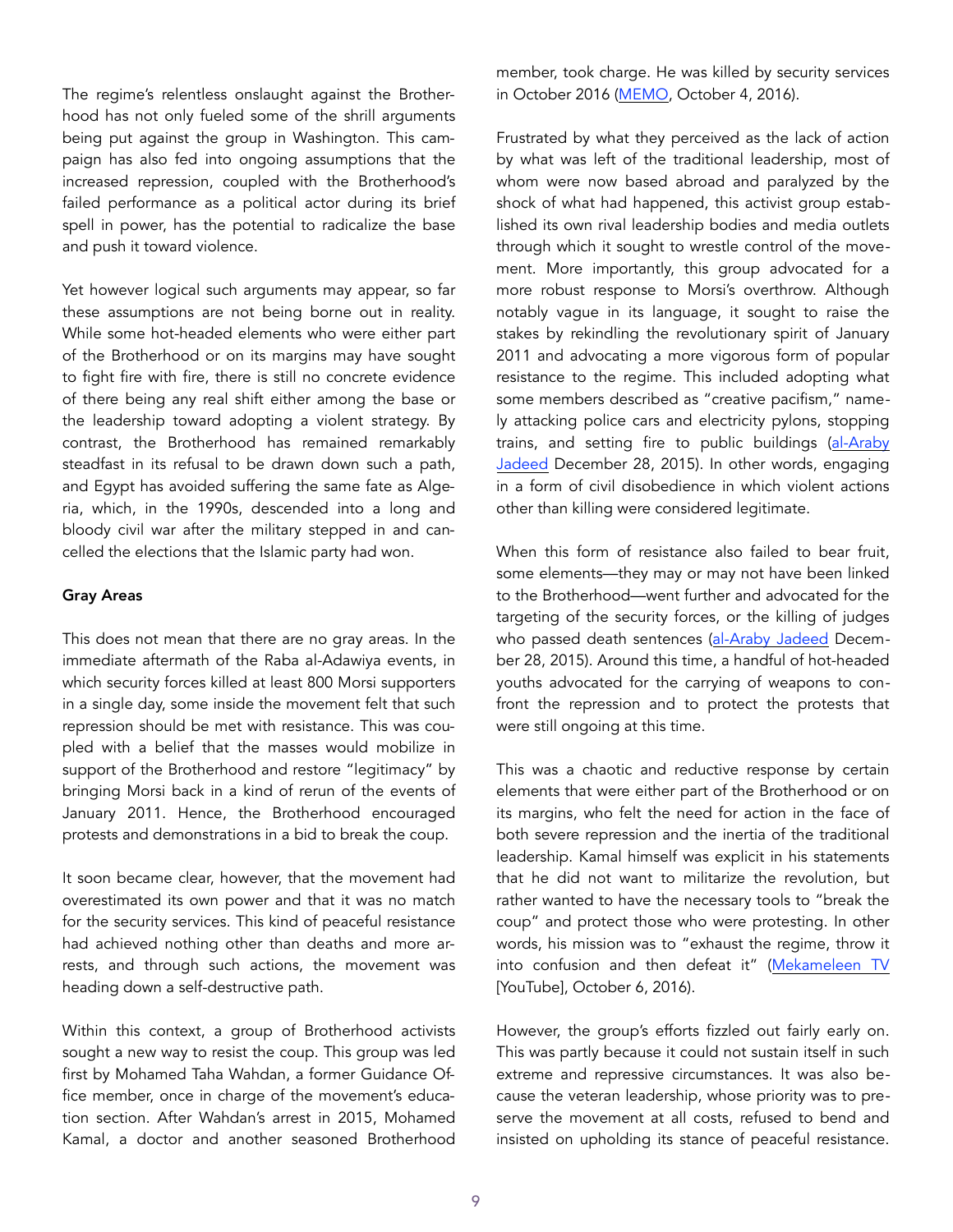The regime's relentless onslaught against the Brotherhood has not only fueled some of the shrill arguments being put against the group in Washington. This campaign has also fed into ongoing assumptions that the increased repression, coupled with the Brotherhood's failed performance as a political actor during its brief spell in power, has the potential to radicalize the base and push it toward violence.

Yet however logical such arguments may appear, so far these assumptions are not being borne out in reality. While some hot-headed elements who were either part of the Brotherhood or on its margins may have sought to fight fire with fire, there is still no concrete evidence of there being any real shift either among the base or the leadership toward adopting a violent strategy. By contrast, the Brotherhood has remained remarkably steadfast in its refusal to be drawn down such a path, and Egypt has avoided suffering the same fate as Algeria, which, in the 1990s, descended into a long and bloody civil war after the military stepped in and cancelled the elections that the Islamic party had won.

**Gray Areas**

This does not mean that there are no gray areas. In the immediate aftermath of the Raba al-Adawiya events, in which security forces killed at least 800 Morsi supporters in a single day, some inside the movement felt that such repression should be met with resistance. This was coupled with a belief that the masses would mobilize in support of the Brotherhood and restore "legitimacy" by bringing Morsi back in a kind of rerun of the events of January 2011. Hence, the Brotherhood encouraged protests and demonstrations in a bid to break the coup.

It soon became clear, however, that the movement had overestimated its own power and that it was no match for the security services. This kind of peaceful resistance had achieved nothing other than deaths and more arrests, and through such actions, the movement was heading down a self-destructive path.

Within this context, a group of Brotherhood activists sought a new way to resist the coup. This group was led first by Mohamed Taha Wahdan, a former Guidance Office member, once in charge of the movement's education section. After Wahdan's arrest in 2015, Mohamed Kamal, a doctor and another seasoned Brotherhood member, took charge. He was killed by security services in October 2016 (MEMO, October 4, 2016).

Frustrated by what they perceived as the lack of action by what was left of the traditional leadership, most of whom were now based abroad and paralyzed by the shock of what had happened, this activist group established its own rival leadership bodies and media outlets through which it sought to wrestle control of the movement. More importantly, this group advocated for a more robust response to Morsi's overthrow. Although notably vague in its language, it sought to raise the stakes by rekindling the revolutionary spirit of January 2011 and advocating a more vigorous form of popular resistance to the regime. This included adopting what some members described as "creative pacifism," namely attacking police cars and electricity pylons, stopping trains, and setting fire to public buildings (al-Araby Jadeed December 28, 2015). In other words, engaging in a form of civil disobedience in which violent actions other than killing were considered legitimate.

When this form of resistance also failed to bear fruit, some elements—they may or may not have been linked to the Brotherhood—went further and advocated for the targeting of the security forces, or the killing of judges who passed death sentences (al-Araby Jadeed December 28, 2015). Around this time, a handful of hot-headed youths advocated for the carrying of weapons to confront the repression and to protect the protests that were still ongoing at this time.

This was a chaotic and reductive response by certain elements that were either part of the Brotherhood or on its margins, who felt the need for action in the face of both severe repression and the inertia of the traditional leadership. Kamal himself was explicit in his statements that he did not want to militarize the revolution, but rather wanted to have the necessary tools to "break the coup" and protect those who were protesting. In other words, his mission was to "exhaust the regime, throw it into confusion and then defeat it" (Mekameleen TV [YouTube], October 6, 2016).

However, the group's efforts fizzled out fairly early on. This was partly because it could not sustain itself in such extreme and repressive circumstances. It was also because the veteran leadership, whose priority was to preserve the movement at all costs, refused to bend and insisted on upholding its stance of peaceful resistance.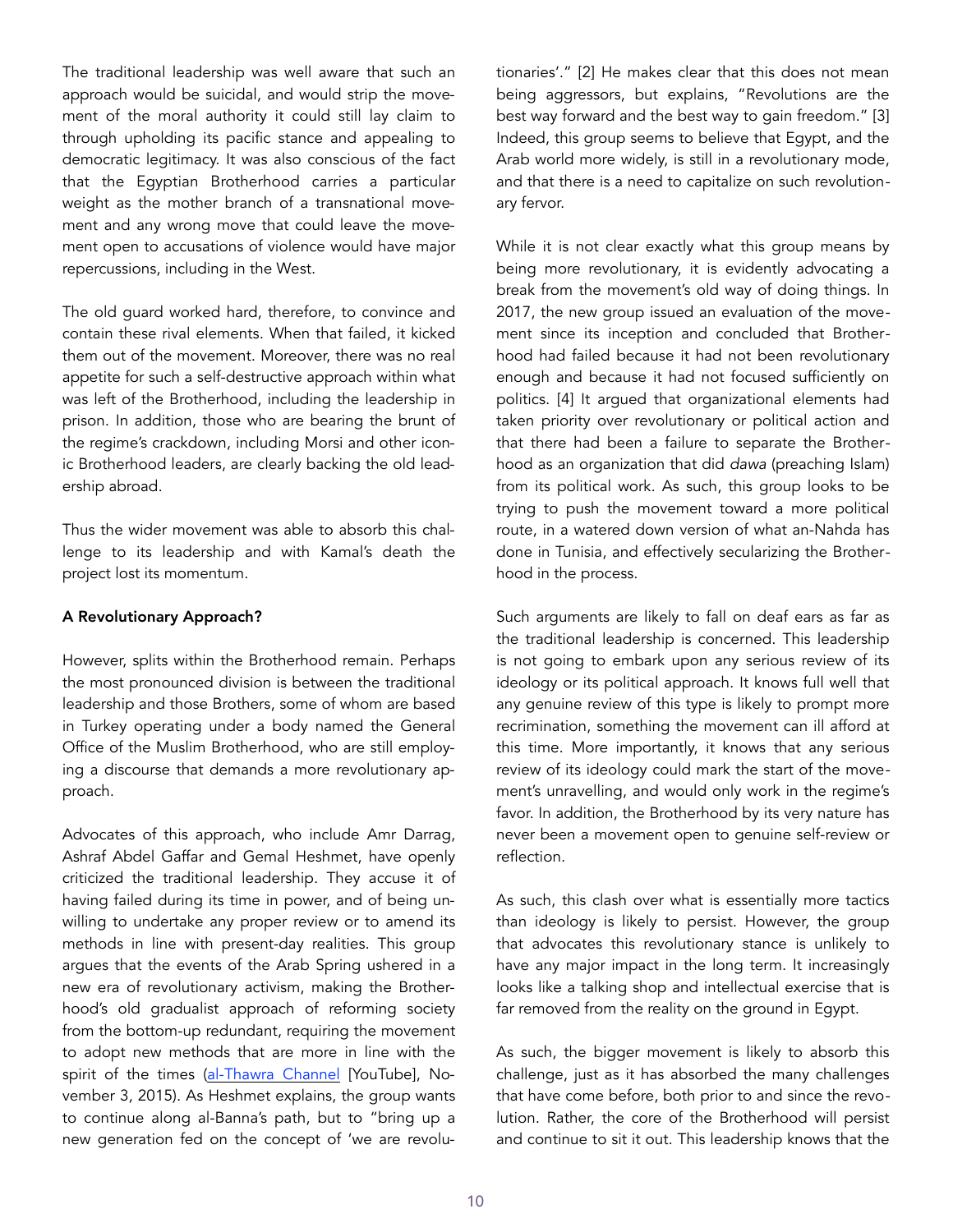The traditional leadership was well aware that such an approach would be suicidal, and would strip the movement of the moral authority it could still lay claim to through upholding its pacific stance and appealing to democratic legitimacy. It was also conscious of the fact that the Egyptian Brotherhood carries a particular weight as the mother branch of a transnational movement and any wrong move that could leave the movement open to accusations of violence would have major repercussions, including in the West.

The old guard worked hard, therefore, to convince and contain these rival elements. When that failed, it kicked them out of the movement. Moreover, there was no real appetite for such a self-destructive approach within what was left of the Brotherhood, including the leadership in prison. In addition, those who are bearing the brunt of the regime's crackdown, including Morsi and other iconic Brotherhood leaders, are clearly backing the old leadership abroad.

Thus the wider movement was able to absorb this challenge to its leadership and with Kamal's death the project lost its momentum.

**A Revolutionary Approach?**

However, splits within the Brotherhood remain. Perhaps the most pronounced division is between the traditional leadership and those Brothers, some of whom are based in Turkey operating under a body named the General Office of the Muslim Brotherhood, who are still employing a discourse that demands a more revolutionary approach.

Advocates of this approach, who include Amr Darrag, Ashraf Abdel Gaffar and Gemal Heshmet, have openly criticized the traditional leadership. They accuse it of having failed during its time in power, and of being unwilling to undertake any proper review or to amend its methods in line with present-day realities. This group argues that the events of the Arab Spring ushered in a new era of revolutionary activism, making the Brotherhood's old gradualist approach of reforming society from the bottom-up redundant, requiring the movement to adopt new methods that are more in line with the spirit of the times (al-Thawra Channel [YouTube], November 3, 2015). As Heshmet explains, the group wants to continue along al-Banna's path, but to "bring up a new generation fed on the concept of 'we are revolutionaries'." [2] He makes clear that this does not mean being aggressors, but explains, "Revolutions are the best way forward and the best way to gain freedom." [3] Indeed, this group seems to believe that Egypt, and the Arab world more widely, is still in a revolutionary mode, and that there is a need to capitalize on such revolutionary fervor.

While it is not clear exactly what this group means by being more revolutionary, it is evidently advocating a break from the movement's old way of doing things. In 2017, the new group issued an evaluation of the movement since its inception and concluded that Brotherhood had failed because it had not been revolutionary enough and because it had not focused sufficiently on politics. [4] It argued that organizational elements had taken priority over revolutionary or political action and that there had been a failure to separate the Brotherhood as an organization that did *dawa* (preaching Islam) from its political work. As such, this group looks to be trying to push the movement toward a more political route, in a watered down version of what an-Nahda has done in Tunisia, and effectively secularizing the Brotherhood in the process.

Such arguments are likely to fall on deaf ears as far as the traditional leadership is concerned. This leadership is not going to embark upon any serious review of its ideology or its political approach. It knows full well that any genuine review of this type is likely to prompt more recrimination, something the movement can ill afford at this time. More importantly, it knows that any serious review of its ideology could mark the start of the movement's unravelling, and would only work in the regime's favor. In addition, the Brotherhood by its very nature has never been a movement open to genuine self-review or reflection.

As such, this clash over what is essentially more tactics than ideology is likely to persist. However, the group that advocates this revolutionary stance is unlikely to have any major impact in the long term. It increasingly looks like a talking shop and intellectual exercise that is far removed from the reality on the ground in Egypt.

As such, the bigger movement is likely to absorb this challenge, just as it has absorbed the many challenges that have come before, both prior to and since the revolution. Rather, the core of the Brotherhood will persist and continue to sit it out. This leadership knows that the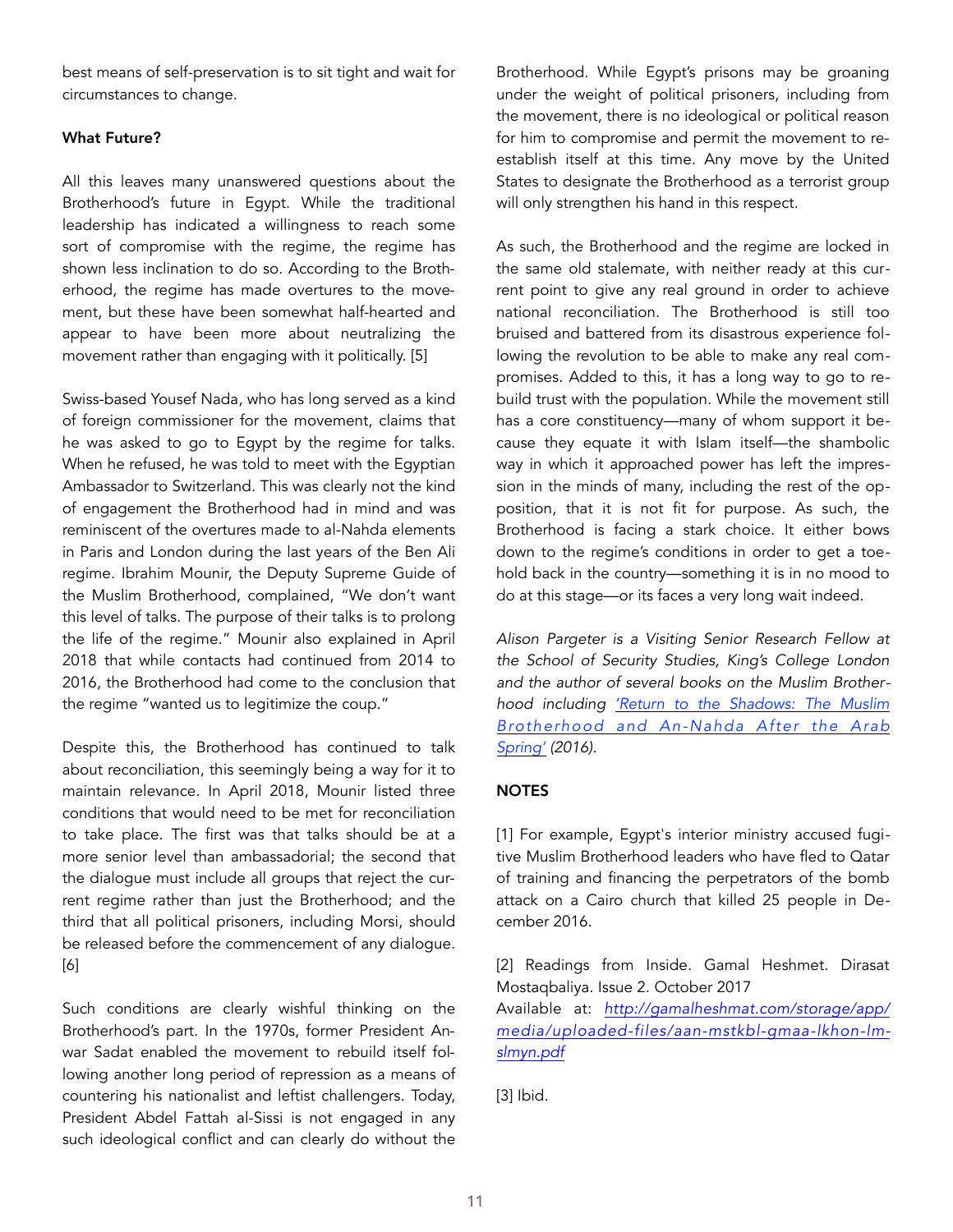best means of self-preservation is to sit tight and wait for circumstances to change.

**What Future?**

All this leaves many unanswered questions about the Brotherhood's future in Egypt. While the traditional leadership has indicated a willingness to reach some sort of compromise with the regime, the regime has shown less inclination to do so. According to the Brotherhood, the regime has made overtures to the movement, but these have been somewhat half-hearted and appear to have been more about neutralizing the movement rather than engaging with it politically. [5]

Swiss-based Yousef Nada, who has long served as a kind of foreign commissioner for the movement, claims that he was asked to go to Egypt by the regime for talks. When he refused, he was told to meet with the Egyptian Ambassador to Switzerland. This was clearly not the kind of engagement the Brotherhood had in mind and was reminiscent of the overtures made to al-Nahda elements in Paris and London during the last years of the Ben Ali regime. Ibrahim Mounir, the Deputy Supreme Guide of the Muslim Brotherhood, complained, "We don't want this level of talks. The purpose of their talks is to prolong the life of the regime." Mounir also explained in April 2018 that while contacts had continued from 2014 to 2016, the Brotherhood had come to the conclusion that the regime "wanted us to legitimize the coup."

Despite this, the Brotherhood has continued to talk about reconciliation, this seemingly being a way for it to maintain relevance. In April 2018, Mounir listed three conditions that would need to be met for reconciliation to take place. The first was that talks should be at a more senior level than ambassadorial; the second that the dialogue must include all groups that reject the current regime rather than just the Brotherhood; and the third that all political prisoners, including Morsi, should be released before the commencement of any dialogue. [6]

Such conditions are clearly wishful thinking on the Brotherhood's part. In the 1970s, former President Anwar Sadat enabled the movement to rebuild itself following another long period of repression as a means of countering his nationalist and leftist challengers. Today, President Abdel Fattah al-Sissi is not engaged in any such ideological conflict and can clearly do without the Brotherhood. While Egypt's prisons may be groaning under the weight of political prisoners, including from the movement, there is no ideological or political reason for him to compromise and permit the movement to re-establish itself at this time. Any move by the United States to designate the Brotherhood as a terrorist group will only strengthen his hand in this respect.

As such, the Brotherhood and the regime are locked in the same old stalemate, with neither ready at this current point to give any real ground in order to achieve national reconciliation. The Brotherhood is still too bruised and battered from its disastrous experience following the revolution to be able to make any real compromises. Added to this, it has a long way to go to rebuild trust with the population. While the movement still has a core constituency—many of whom support it because they equate it with Islam itself—the shambolic way in which it approached power has left the impression in the minds of many, including the rest of the opposition, that it is not fit for purpose. As such, the Brotherhood is facing a stark choice. It either bows down to the regime's conditions in order to get a toehold back in the country—something it is in no mood to do at this stage—or its faces a very long wait indeed.

*Alison Pargeter is a Visiting Senior Research Fellow at the School of Security Studies, King's College London and the author of several books on the Muslim Brotherhood including 'Return to the Shadows: The Muslim Brotherhood and An-Nahda After the Arab Spring' (2016).*

**NOTES**

[1] For example, Egypt's interior ministry accused fugitive Muslim Brotherhood leaders who have fled to Qatar of training and financing the perpetrators of the bomb attack on a Cairo church that killed 25 people in December 2016.

[2] Readings from Inside. Gamal Heshmet. Dirasat Mostaqbaliya. Issue 2. October 2017
Available at: *http://gamalheshmat.com/storage/app/media/uploaded-files/aan-mstkbl-gmaa-lkhon-lmslmyn.pdf*

[3] Ibid.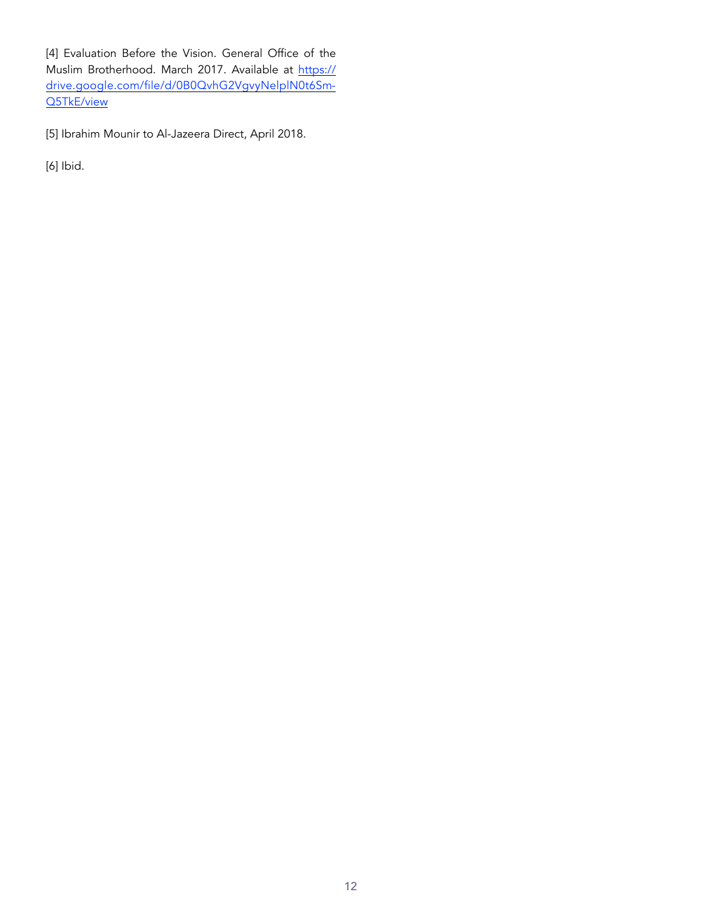[4] Evaluation Before the Vision. General Office of the Muslim Brotherhood. March 2017. Available at https://drive.google.com/file/d/0B0QvhG2VgvyNelplN0t6Sm-Q5TkE/view

[5] Ibrahim Mounir to Al-Jazeera Direct, April 2018.

[6] Ibid.